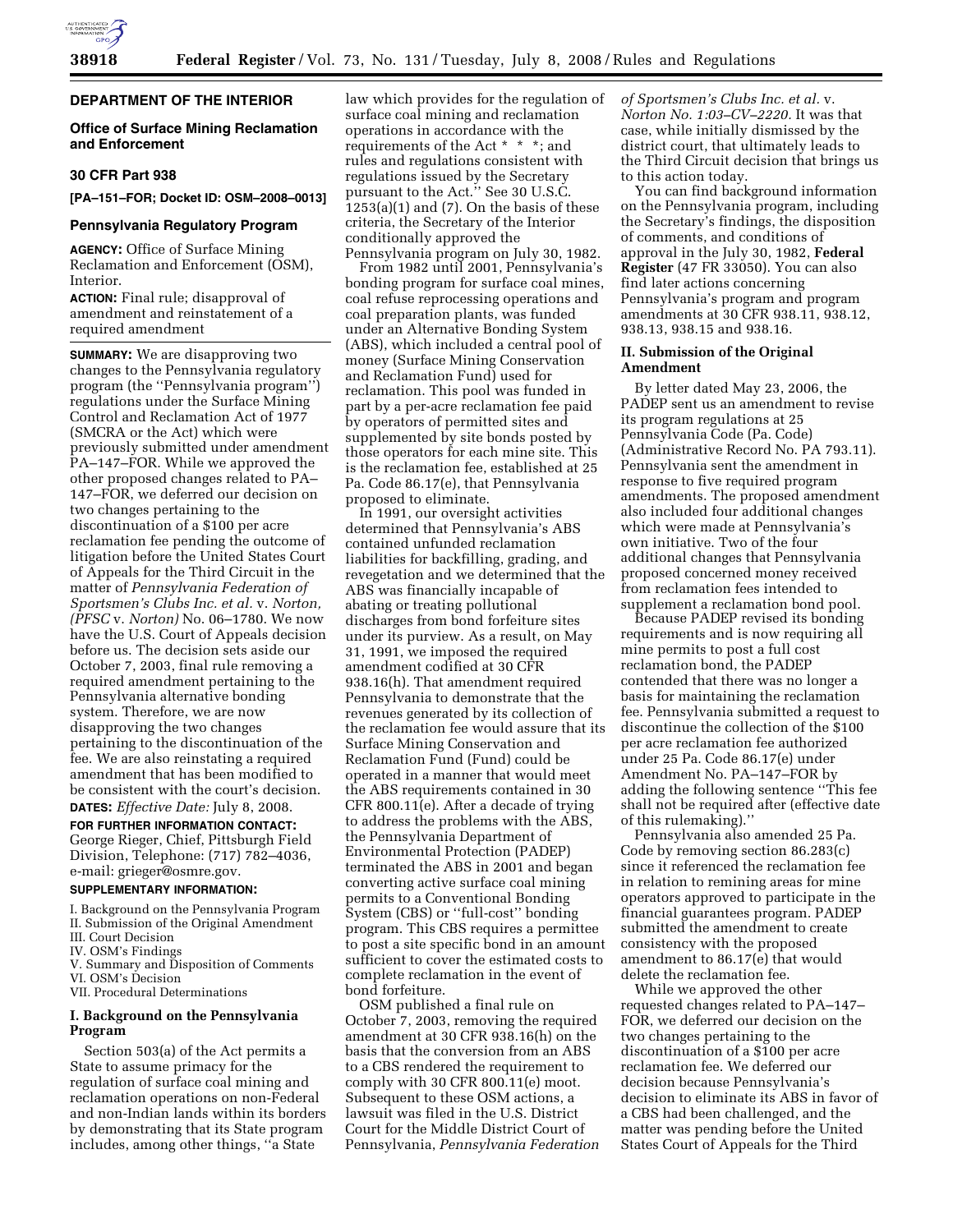**DEPARTMENT OF THE INTERIOR**

**Office of Surface Mining Reclamation and Enforcement**

**30 CFR Part 938**

**[PA–151–FOR; Docket ID: OSM–2008–0013]**

## Pennsylvania Regulatory Program

**AGENCY:** Office of Surface Mining Reclamation and Enforcement (OSM), Interior.

**ACTION:** Final rule; disapproval of amendment and reinstatement of a required amendment

**SUMMARY:** We are disapproving two changes to the Pennsylvania regulatory program (the ''Pennsylvania program'') regulations under the Surface Mining Control and Reclamation Act of 1977 (SMCRA or the Act) which were previously submitted under amendment PA–147–FOR. While we approved the other proposed changes related to PA–147–FOR, we deferred our decision on two changes pertaining to the discontinuation of a $100 per acre reclamation fee pending the outcome of litigation before the United States Court of Appeals for the Third Circuit in the matter of *Pennsylvania Federation of Sportsmen's Clubs Inc. et al.* v. *Norton, (PFSC* v. *Norton)* No. 06–1780. We now have the U.S. Court of Appeals decision before us. The decision sets aside our October 7, 2003, final rule removing a required amendment pertaining to the Pennsylvania alternative bonding system. Therefore, we are now disapproving the two changes pertaining to the discontinuation of the fee. We are also reinstating a required amendment that has been modified to be consistent with the court's decision.

**DATES:** *Effective Date:* July 8, 2008.

**FOR FURTHER INFORMATION CONTACT:** George Rieger, Chief, Pittsburgh Field Division, Telephone: (717) 782–4036, e-mail: grieger@osmre.gov.

**SUPPLEMENTARY INFORMATION:**

I. Background on the Pennsylvania Program
II. Submission of the Original Amendment
III. Court Decision
IV. OSM's Findings
V. Summary and Disposition of Comments
VI. OSM's Decision
VII. Procedural Determinations

### I. Background on the Pennsylvania Program

Section 503(a) of the Act permits a State to assume primacy for the regulation of surface coal mining and reclamation operations on non-Federal and non-Indian lands within its borders by demonstrating that its State program includes, among other things, ''a State law which provides for the regulation of surface coal mining and reclamation operations in accordance with the requirements of the Act * * *; and rules and regulations consistent with regulations issued by the Secretary pursuant to the Act.'' See 30 U.S.C. 1253(a)(1) and (7). On the basis of these criteria, the Secretary of the Interior conditionally approved the Pennsylvania program on July 30, 1982.

From 1982 until 2001, Pennsylvania's bonding program for surface coal mines, coal refuse reprocessing operations and coal preparation plants, was funded under an Alternative Bonding System (ABS), which included a central pool of money (Surface Mining Conservation and Reclamation Fund) used for reclamation. This pool was funded in part by a per-acre reclamation fee paid by operators of permitted sites and supplemented by site bonds posted by those operators for each mine site. This is the reclamation fee, established at 25 Pa. Code 86.17(e), that Pennsylvania proposed to eliminate.

In 1991, our oversight activities determined that Pennsylvania's ABS contained unfunded reclamation liabilities for backfilling, grading, and revegetation and we determined that the ABS was financially incapable of abating or treating pollutional discharges from bond forfeiture sites under its purview. As a result, on May 31, 1991, we imposed the required amendment codified at 30 CFR 938.16(h). That amendment required Pennsylvania to demonstrate that the revenues generated by its collection of the reclamation fee would assure that its Surface Mining Conservation and Reclamation Fund (Fund) could be operated in a manner that would meet the ABS requirements contained in 30 CFR 800.11(e). After a decade of trying to address the problems with the ABS, the Pennsylvania Department of Environmental Protection (PADEP) terminated the ABS in 2001 and began converting active surface coal mining permits to a Conventional Bonding System (CBS) or ''full-cost'' bonding program. This CBS requires a permittee to post a site specific bond in an amount sufficient to cover the estimated costs to complete reclamation in the event of bond forfeiture.

OSM published a final rule on October 7, 2003, removing the required amendment at 30 CFR 938.16(h) on the basis that the conversion from an ABS to a CBS rendered the requirement to comply with 30 CFR 800.11(e) moot. Subsequent to these OSM actions, a lawsuit was filed in the U.S. District Court for the Middle District Court of Pennsylvania, *Pennsylvania Federation of Sportsmen's Clubs Inc. et al.* v. *Norton No. 1:03–CV–2220.* It was that case, while initially dismissed by the district court, that ultimately leads to the Third Circuit decision that brings us to this action today.

You can find background information on the Pennsylvania program, including the Secretary's findings, the disposition of comments, and conditions of approval in the July 30, 1982, **Federal Register** (47 FR 33050). You can also find later actions concerning Pennsylvania's program and program amendments at 30 CFR 938.11, 938.12, 938.13, 938.15 and 938.16.

### II. Submission of the Original Amendment

By letter dated May 23, 2006, the PADEP sent us an amendment to revise its program regulations at 25 Pennsylvania Code (Pa. Code) (Administrative Record No. PA 793.11). Pennsylvania sent the amendment in response to five required program amendments. The proposed amendment also included four additional changes which were made at Pennsylvania's own initiative. Two of the four additional changes that Pennsylvania proposed concerned money received from reclamation fees intended to supplement a reclamation bond pool.

Because PADEP revised its bonding requirements and is now requiring all mine permits to post a full cost reclamation bond, the PADEP contended that there was no longer a basis for maintaining the reclamation fee. Pennsylvania submitted a request to discontinue the collection of the $100 per acre reclamation fee authorized under 25 Pa. Code 86.17(e) under Amendment No. PA–147–FOR by adding the following sentence ''This fee shall not be required after (effective date of this rulemaking).''

Pennsylvania also amended 25 Pa. Code by removing section 86.283(c) since it referenced the reclamation fee in relation to remining areas for mine operators approved to participate in the financial guarantees program. PADEP submitted the amendment to create consistency with the proposed amendment to 86.17(e) that would delete the reclamation fee.

While we approved the other requested changes related to PA–147–FOR, we deferred our decision on the two changes pertaining to the discontinuation of a $100 per acre reclamation fee. We deferred our decision because Pennsylvania's decision to eliminate its ABS in favor of a CBS had been challenged, and the matter was pending before the United States Court of Appeals for the Third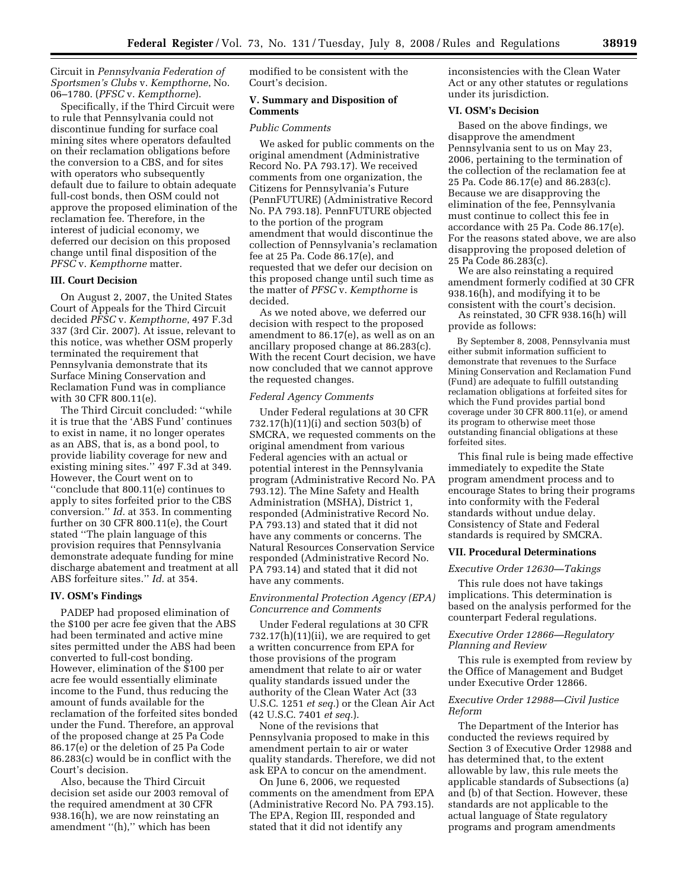Circuit in *Pennsylvania Federation of Sportsmen's Clubs* v. *Kempthorne*, No. 06–1780. (*PFSC* v. *Kempthorne*).

Specifically, if the Third Circuit were to rule that Pennsylvania could not discontinue funding for surface coal mining sites where operators defaulted on their reclamation obligations before the conversion to a CBS, and for sites with operators who subsequently default due to failure to obtain adequate full-cost bonds, then OSM could not approve the proposed elimination of the reclamation fee. Therefore, in the interest of judicial economy, we deferred our decision on this proposed change until final disposition of the *PFSC* v. *Kempthorne* matter.

## III. Court Decision

On August 2, 2007, the United States Court of Appeals for the Third Circuit decided *PFSC* v. *Kempthorne*, 497 F.3d 337 (3rd Cir. 2007). At issue, relevant to this notice, was whether OSM properly terminated the requirement that Pennsylvania demonstrate that its Surface Mining Conservation and Reclamation Fund was in compliance with 30 CFR 800.11(e).

The Third Circuit concluded: ''while it is true that the 'ABS Fund' continues to exist in name, it no longer operates as an ABS, that is, as a bond pool, to provide liability coverage for new and existing mining sites.'' 497 F.3d at 349. However, the Court went on to ''conclude that 800.11(e) continues to apply to sites forfeited prior to the CBS conversion.'' *Id.* at 353. In commenting further on 30 CFR 800.11(e), the Court stated ''The plain language of this provision requires that Pennsylvania demonstrate adequate funding for mine discharge abatement and treatment at all ABS forfeiture sites.'' *Id.* at 354.

## IV. OSM's Findings

PADEP had proposed elimination of the $100 per acre fee given that the ABS had been terminated and active mine sites permitted under the ABS had been converted to full-cost bonding. However, elimination of the $100 per acre fee would essentially eliminate income to the Fund, thus reducing the amount of funds available for the reclamation of the forfeited sites bonded under the Fund. Therefore, an approval of the proposed change at 25 Pa Code 86.17(e) or the deletion of 25 Pa Code 86.283(c) would be in conflict with the Court's decision.

Also, because the Third Circuit decision set aside our 2003 removal of the required amendment at 30 CFR 938.16(h), we are now reinstating an amendment ''(h),'' which has been modified to be consistent with the Court's decision.

## V. Summary and Disposition of Comments

### *Public Comments*

We asked for public comments on the original amendment (Administrative Record No. PA 793.17). We received comments from one organization, the Citizens for Pennsylvania's Future (PennFUTURE) (Administrative Record No. PA 793.18). PennFUTURE objected to the portion of the program amendment that would discontinue the collection of Pennsylvania's reclamation fee at 25 Pa. Code 86.17(e), and requested that we defer our decision on this proposed change until such time as the matter of *PFSC* v. *Kempthorne* is decided.

As we noted above, we deferred our decision with respect to the proposed amendment to 86.17(e), as well as on an ancillary proposed change at 86.283(c). With the recent Court decision, we have now concluded that we cannot approve the requested changes.

### *Federal Agency Comments*

Under Federal regulations at 30 CFR 732.17(h)(11)(i) and section 503(b) of SMCRA, we requested comments on the original amendment from various Federal agencies with an actual or potential interest in the Pennsylvania program (Administrative Record No. PA 793.12). The Mine Safety and Health Administration (MSHA), District 1, responded (Administrative Record No. PA 793.13) and stated that it did not have any comments or concerns. The Natural Resources Conservation Service responded (Administrative Record No. PA 793.14) and stated that it did not have any comments.

### *Environmental Protection Agency (EPA) Concurrence and Comments*

Under Federal regulations at 30 CFR 732.17(h)(11)(ii), we are required to get a written concurrence from EPA for those provisions of the program amendment that relate to air or water quality standards issued under the authority of the Clean Water Act (33 U.S.C. 1251 *et seq.*) or the Clean Air Act (42 U.S.C. 7401 *et seq.*).

None of the revisions that Pennsylvania proposed to make in this amendment pertain to air or water quality standards. Therefore, we did not ask EPA to concur on the amendment.

On June 6, 2006, we requested comments on the amendment from EPA (Administrative Record No. PA 793.15). The EPA, Region III, responded and stated that it did not identify any inconsistencies with the Clean Water Act or any other statutes or regulations under its jurisdiction.

## VI. OSM's Decision

Based on the above findings, we disapprove the amendment Pennsylvania sent to us on May 23, 2006, pertaining to the termination of the collection of the reclamation fee at 25 Pa. Code 86.17(e) and 86.283(c). Because we are disapproving the elimination of the fee, Pennsylvania must continue to collect this fee in accordance with 25 Pa. Code 86.17(e). For the reasons stated above, we are also disapproving the proposed deletion of 25 Pa Code 86.283(c).

We are also reinstating a required amendment formerly codified at 30 CFR 938.16(h), and modifying it to be consistent with the court's decision.

As reinstated, 30 CFR 938.16(h) will provide as follows:

> By September 8, 2008, Pennsylvania must either submit information sufficient to demonstrate that revenues to the Surface Mining Conservation and Reclamation Fund (Fund) are adequate to fulfill outstanding reclamation obligations at forfeited sites for which the Fund provides partial bond coverage under 30 CFR 800.11(e), or amend its program to otherwise meet those outstanding financial obligations at these forfeited sites.

This final rule is being made effective immediately to expedite the State program amendment process and to encourage States to bring their programs into conformity with the Federal standards without undue delay. Consistency of State and Federal standards is required by SMCRA.

## VII. Procedural Determinations

### *Executive Order 12630—Takings*

This rule does not have takings implications. This determination is based on the analysis performed for the counterpart Federal regulations.

### *Executive Order 12866—Regulatory Planning and Review*

This rule is exempted from review by the Office of Management and Budget under Executive Order 12866.

### *Executive Order 12988—Civil Justice Reform*

The Department of the Interior has conducted the reviews required by Section 3 of Executive Order 12988 and has determined that, to the extent allowable by law, this rule meets the applicable standards of Subsections (a) and (b) of that Section. However, these standards are not applicable to the actual language of State regulatory programs and program amendments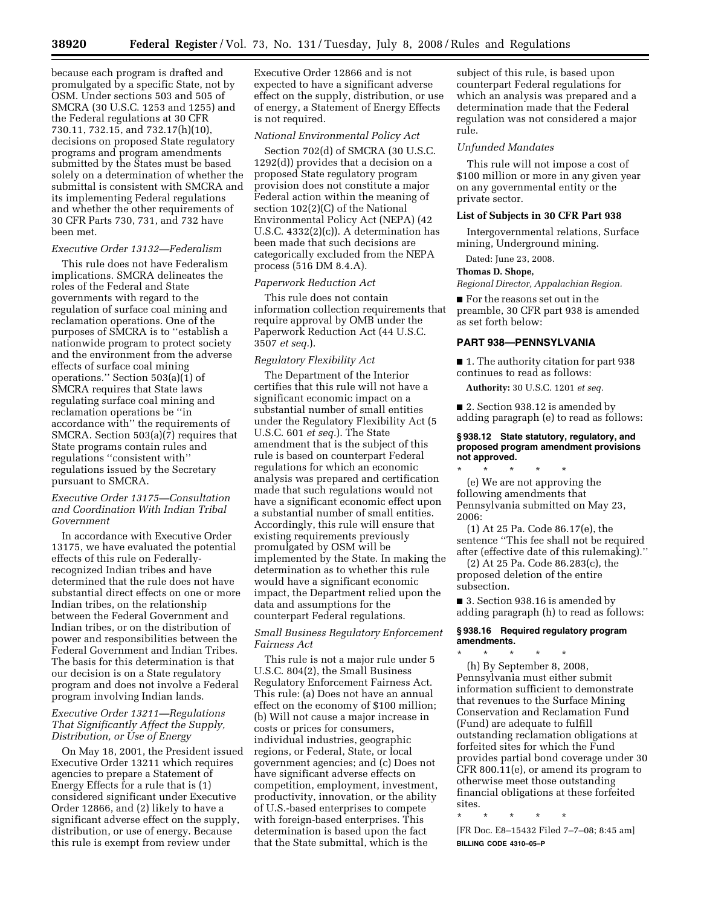because each program is drafted and promulgated by a specific State, not by OSM. Under sections 503 and 505 of SMCRA (30 U.S.C. 1253 and 1255) and the Federal regulations at 30 CFR 730.11, 732.15, and 732.17(h)(10), decisions on proposed State regulatory programs and program amendments submitted by the States must be based solely on a determination of whether the submittal is consistent with SMCRA and its implementing Federal regulations and whether the other requirements of 30 CFR Parts 730, 731, and 732 have been met.

*Executive Order 13132—Federalism*

This rule does not have Federalism implications. SMCRA delineates the roles of the Federal and State governments with regard to the regulation of surface coal mining and reclamation operations. One of the purposes of SMCRA is to ''establish a nationwide program to protect society and the environment from the adverse effects of surface coal mining operations.'' Section 503(a)(1) of SMCRA requires that State laws regulating surface coal mining and reclamation operations be ''in accordance with'' the requirements of SMCRA. Section 503(a)(7) requires that State programs contain rules and regulations ''consistent with'' regulations issued by the Secretary pursuant to SMCRA.

*Executive Order 13175—Consultation and Coordination With Indian Tribal Government*

In accordance with Executive Order 13175, we have evaluated the potential effects of this rule on Federally-recognized Indian tribes and have determined that the rule does not have substantial direct effects on one or more Indian tribes, on the relationship between the Federal Government and Indian tribes, or on the distribution of power and responsibilities between the Federal Government and Indian Tribes. The basis for this determination is that our decision is on a State regulatory program and does not involve a Federal program involving Indian lands.

*Executive Order 13211—Regulations That Significantly Affect the Supply, Distribution, or Use of Energy*

On May 18, 2001, the President issued Executive Order 13211 which requires agencies to prepare a Statement of Energy Effects for a rule that is (1) considered significant under Executive Order 12866, and (2) likely to have a significant adverse effect on the supply, distribution, or use of energy. Because this rule is exempt from review under Executive Order 12866 and is not expected to have a significant adverse effect on the supply, distribution, or use of energy, a Statement of Energy Effects is not required.

*National Environmental Policy Act*

Section 702(d) of SMCRA (30 U.S.C. 1292(d)) provides that a decision on a proposed State regulatory program provision does not constitute a major Federal action within the meaning of section 102(2)(C) of the National Environmental Policy Act (NEPA) (42 U.S.C. 4332(2)(c)). A determination has been made that such decisions are categorically excluded from the NEPA process (516 DM 8.4.A).

*Paperwork Reduction Act*

This rule does not contain information collection requirements that require approval by OMB under the Paperwork Reduction Act (44 U.S.C. 3507 *et seq.*).

*Regulatory Flexibility Act*

The Department of the Interior certifies that this rule will not have a significant economic impact on a substantial number of small entities under the Regulatory Flexibility Act (5 U.S.C. 601 *et seq.*). The State amendment that is the subject of this rule is based on counterpart Federal regulations for which an economic analysis was prepared and certification made that such regulations would not have a significant economic effect upon a substantial number of small entities. Accordingly, this rule will ensure that existing requirements previously promulgated by OSM will be implemented by the State. In making the determination as to whether this rule would have a significant economic impact, the Department relied upon the data and assumptions for the counterpart Federal regulations.

*Small Business Regulatory Enforcement Fairness Act*

This rule is not a major rule under 5 U.S.C. 804(2), the Small Business Regulatory Enforcement Fairness Act. This rule: (a) Does not have an annual effect on the economy of $100 million; (b) Will not cause a major increase in costs or prices for consumers, individual industries, geographic regions, or Federal, State, or local government agencies; and (c) Does not have significant adverse effects on competition, employment, investment, productivity, innovation, or the ability of U.S.-based enterprises to compete with foreign-based enterprises. This determination is based upon the fact that the State submittal, which is the subject of this rule, is based upon counterpart Federal regulations for which an analysis was prepared and a determination made that the Federal regulation was not considered a major rule.

*Unfunded Mandates*

This rule will not impose a cost of $100 million or more in any given year on any governmental entity or the private sector.

**List of Subjects in 30 CFR Part 938**

Intergovernmental relations, Surface mining, Underground mining.

Dated: June 23, 2008.

**Thomas D. Shope,**

*Regional Director, Appalachian Region.*

■ For the reasons set out in the preamble, 30 CFR part 938 is amended as set forth below:

## PART 938—PENNSYLVANIA

■ 1. The authority citation for part 938 continues to read as follows:

**Authority:** 30 U.S.C. 1201 *et seq.*

■ 2. Section 938.12 is amended by adding paragraph (e) to read as follows:

### § 938.12 State statutory, regulatory, and proposed program amendment provisions not approved.

\* \* \* \* \*

(e) We are not approving the following amendments that Pennsylvania submitted on May 23, 2006:

(1) At 25 Pa. Code 86.17(e), the sentence ''This fee shall not be required after (effective date of this rulemaking).''

(2) At 25 Pa. Code 86.283(c), the proposed deletion of the entire subsection.

■ 3. Section 938.16 is amended by adding paragraph (h) to read as follows:

### § 938.16 Required regulatory program amendments.

\* \* \* \* \*

(h) By September 8, 2008, Pennsylvania must either submit information sufficient to demonstrate that revenues to the Surface Mining Conservation and Reclamation Fund (Fund) are adequate to fulfill outstanding reclamation obligations at forfeited sites for which the Fund provides partial bond coverage under 30 CFR 800.11(e), or amend its program to otherwise meet those outstanding financial obligations at these forfeited sites.

\* \* \* \* \*

[FR Doc. E8–15432 Filed 7–7–08; 8:45 am]

**BILLING CODE 4310–05–P**